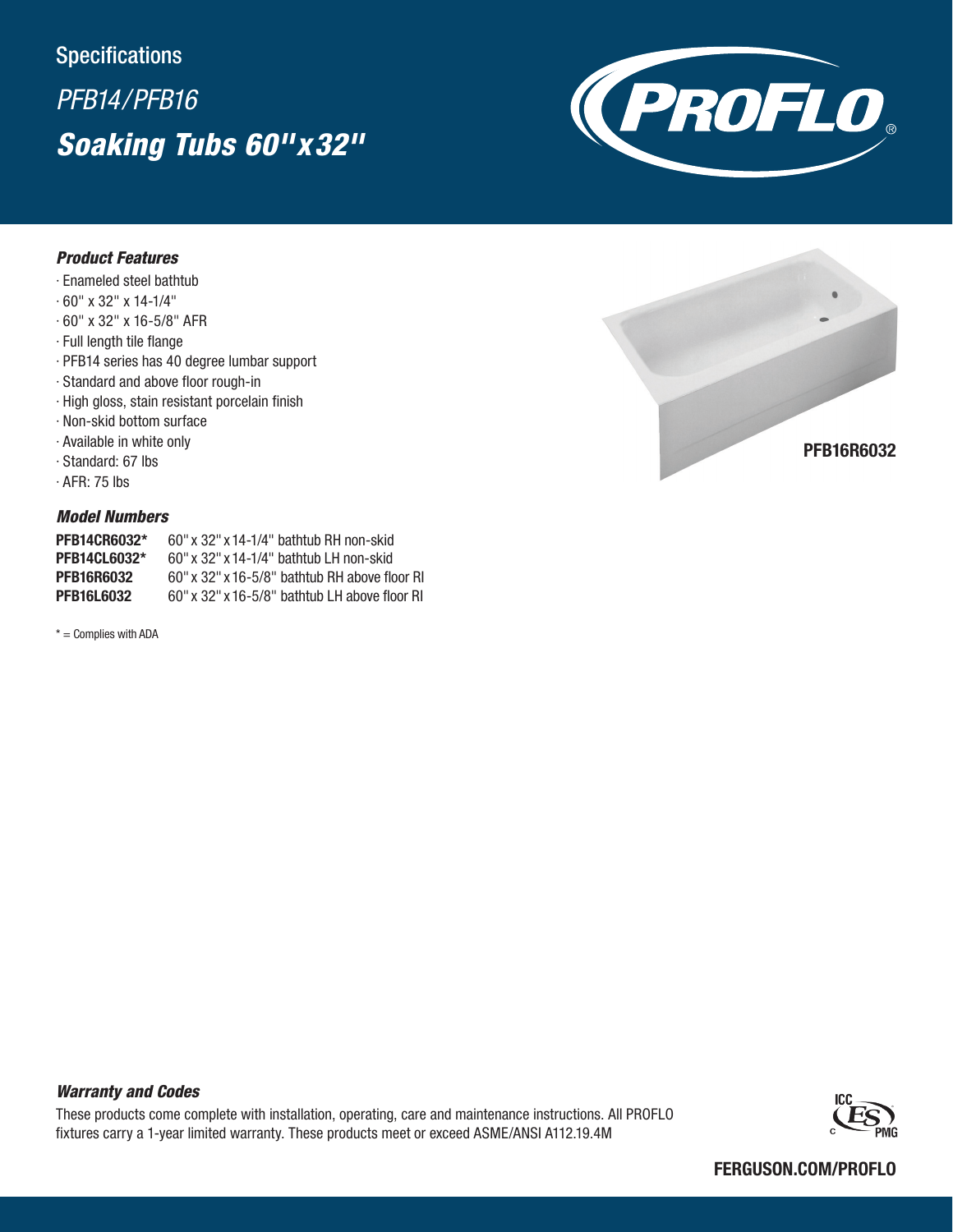Specifications

*PFB14/PFB16*

# *Soaking Tubs 60"x32"*

### *Product Features*

- Enameled steel bathtub
- 60" x 32" x 14-1/4"
- 60" x 32" x 16-5/8" AFR
- Full length tile flange
- PFB14 series has 40 degree lumbar support
- Standard and above floor rough-in
- High gloss, stain resistant porcelain finish
- Non-skid bottom surface
- Available in white only
- Standard: 67 lbs
- AFR: 75 lbs

**PFB16R6032**

### *Model Numbers*

| | |
|---|---|
| **PFB14CR6032*** | 60" x 32" x 14-1/4" bathtub RH non-skid |
| **PFB14CL6032*** | 60" x 32" x 14-1/4" bathtub LH non-skid |
| **PFB16R6032** | 60" x 32" x 16-5/8" bathtub RH above floor RI |
| **PFB16L6032** | 60" x 32" x 16-5/8" bathtub LH above floor RI |

* = Complies with ADA

### *Warranty and Codes*

These products come complete with installation, operating, care and maintenance instructions. All PROFLO fixtures carry a 1-year limited warranty. These products meet or exceed ASME/ANSI A112.19.4M

**FERGUSON.COM/PROFLO**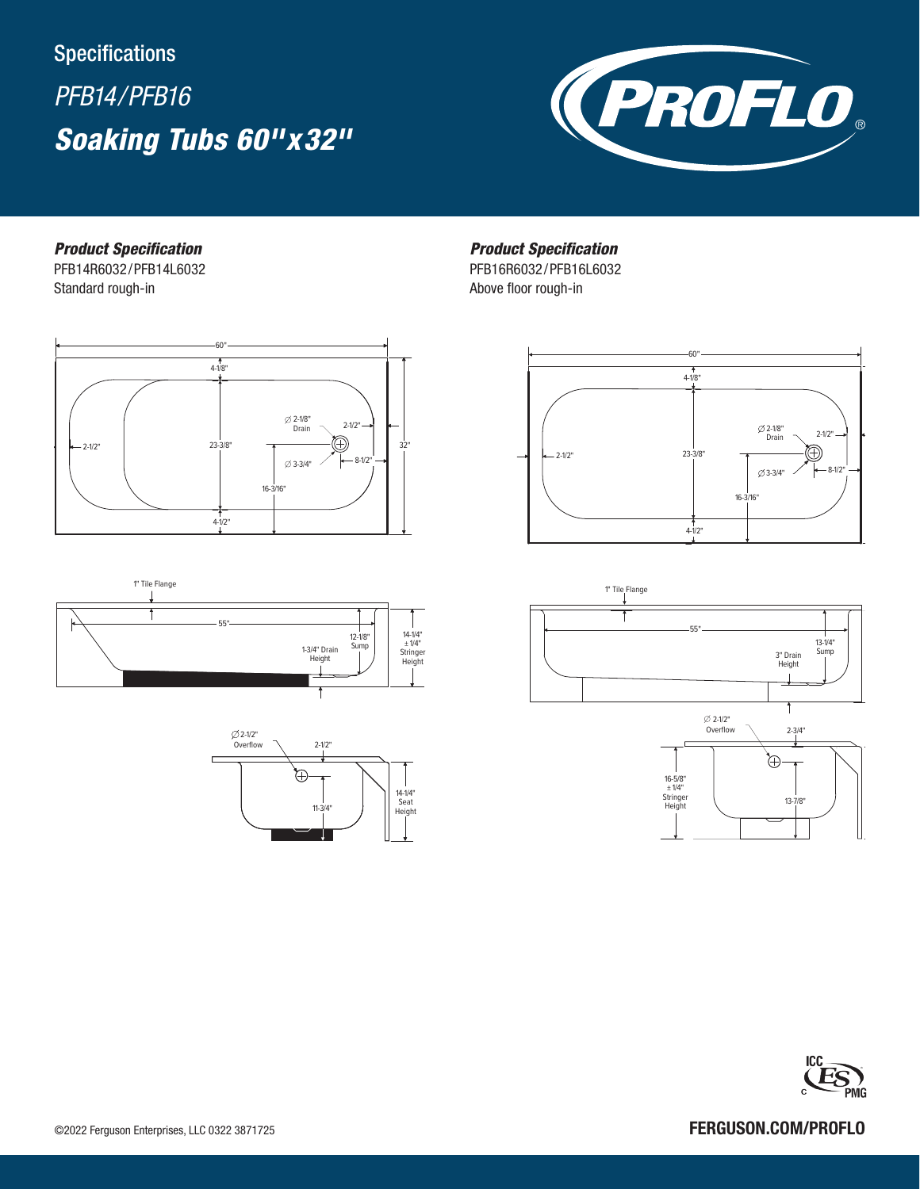Specifications

*PFB14/PFB16*

***Soaking Tubs 60"x32"***

PROFLO®

### *Product Specification*

PFB14R6032/PFB14L6032
Standard rough-in

60"
4-1/8"
∅ 2-1/8" Drain
2-1/2"
2-1/2"
23-3/8"
32"
∅ 3-3/4"
8-1/2"
16-3/16"
4-1/2"

1" Tile Flange
55"
12-1/8" Sump
1-3/4" Drain Height
14-1/4" ± 1/4" Stringer Height

∅ 2-1/2" Overflow
2-1/2"
11-3/4"
14-1/4" Seat Height

### *Product Specification*

PFB16R6032/PFB16L6032
Above floor rough-in

60"
4-1/8"
∅ 2-1/8" Drain
2-1/2"
2-1/2"
23-3/8"
∅ 3-3/4"
8-1/2"
16-3/16"
4-1/2"

1" Tile Flange
55"
13-1/4" Sump
3" Drain Height

∅ 2-1/2" Overflow
2-3/4"
16-5/8" ± 1/4" Stringer Height
13-7/8"

©2022 Ferguson Enterprises, LLC 0322 3871725

**FERGUSON.COM/PROFLO**